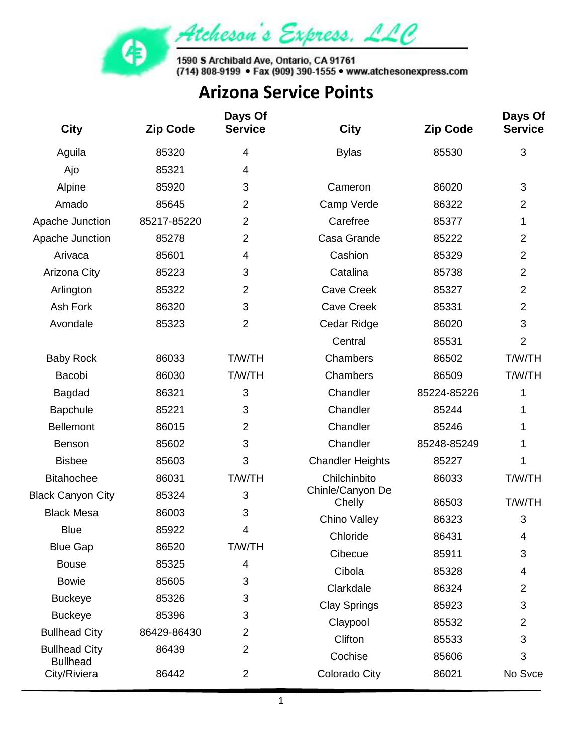Atcheson's Express, LLC

1590 S Archibald Ave, Ontario, CA 91761
(714) 808-9199 • Fax (909) 390-1555 • www.atchesonexpress.com

# Arizona Service Points

| City | Zip Code | Days Of Service | City | Zip Code | Days Of Service |
|---|---|---|---|---|---|
| Aguila | 85320 | 4 | Bylas | 85530 | 3 |
| Ajo | 85321 | 4 | | | |
| Alpine | 85920 | 3 | Cameron | 86020 | 3 |
| Amado | 85645 | 2 | Camp Verde | 86322 | 2 |
| Apache Junction | 85217-85220 | 2 | Carefree | 85377 | 1 |
| Apache Junction | 85278 | 2 | Casa Grande | 85222 | 2 |
| Arivaca | 85601 | 4 | Cashion | 85329 | 2 |
| Arizona City | 85223 | 3 | Catalina | 85738 | 2 |
| Arlington | 85322 | 2 | Cave Creek | 85327 | 2 |
| Ash Fork | 86320 | 3 | Cave Creek | 85331 | 2 |
| Avondale | 85323 | 2 | Cedar Ridge | 86020 | 3 |
| | | | Central | 85531 | 2 |
| Baby Rock | 86033 | T/W/TH | Chambers | 86502 | T/W/TH |
| Bacobi | 86030 | T/W/TH | Chambers | 86509 | T/W/TH |
| Bagdad | 86321 | 3 | Chandler | 85224-85226 | 1 |
| Bapchule | 85221 | 3 | Chandler | 85244 | 1 |
| Bellemont | 86015 | 2 | Chandler | 85246 | 1 |
| Benson | 85602 | 3 | Chandler | 85248-85249 | 1 |
| Bisbee | 85603 | 3 | Chandler Heights | 85227 | 1 |
| Bitahochee | 86031 | T/W/TH | Chilchinbito | 86033 | T/W/TH |
| Black Canyon City | 85324 | 3 | Chinle/Canyon De Chelly | 86503 | T/W/TH |
| Black Mesa | 86003 | 3 | Chino Valley | 86323 | 3 |
| Blue | 85922 | 4 | Chloride | 86431 | 4 |
| Blue Gap | 86520 | T/W/TH | Cibecue | 85911 | 3 |
| Bouse | 85325 | 4 | Cibola | 85328 | 4 |
| Bowie | 85605 | 3 | Clarkdale | 86324 | 2 |
| Buckeye | 85326 | 3 | Clay Springs | 85923 | 3 |
| Buckeye | 85396 | 3 | Claypool | 85532 | 2 |
| Bullhead City | 86429-86430 | 2 | Clifton | 85533 | 3 |
| Bullhead City | 86439 | 2 | Cochise | 85606 | 3 |
| Bullhead City/Riviera | 86442 | 2 | Colorado City | 86021 | No Svce |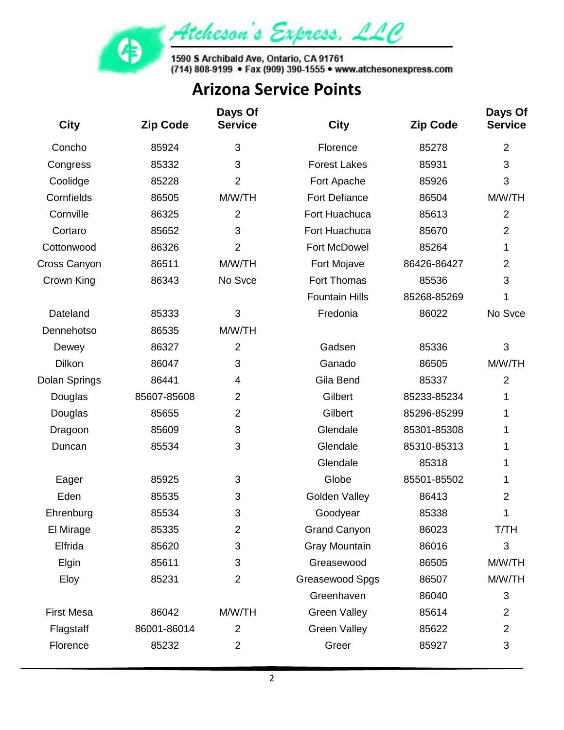Atcheson's Express, LLC

1590 S Archibald Ave, Ontario, CA 91761
(714) 808-9199 • Fax (909) 390-1555 • www.atchesonexpress.com

# Arizona Service Points

| City | Zip Code | Days Of Service | City | Zip Code | Days Of Service |
|---|---|---|---|---|---|
| Concho | 85924 | 3 | Florence | 85278 | 2 |
| Congress | 85332 | 3 | Forest Lakes | 85931 | 3 |
| Coolidge | 85228 | 2 | Fort Apache | 85926 | 3 |
| Cornfields | 86505 | M/W/TH | Fort Defiance | 86504 | M/W/TH |
| Cornville | 86325 | 2 | Fort Huachuca | 85613 | 2 |
| Cortaro | 85652 | 3 | Fort Huachuca | 85670 | 2 |
| Cottonwood | 86326 | 2 | Fort McDowel | 85264 | 1 |
| Cross Canyon | 86511 | M/W/TH | Fort Mojave | 86426-86427 | 2 |
| Crown King | 86343 | No Svce | Fort Thomas | 85536 | 3 |
| | | | Fountain Hills | 85268-85269 | 1 |
| Dateland | 85333 | 3 | Fredonia | 86022 | No Svce |
| Dennehotso | 86535 | M/W/TH | | | |
| Dewey | 86327 | 2 | Gadsen | 85336 | 3 |
| Dilkon | 86047 | 3 | Ganado | 86505 | M/W/TH |
| Dolan Springs | 86441 | 4 | Gila Bend | 85337 | 2 |
| Douglas | 85607-85608 | 2 | Gilbert | 85233-85234 | 1 |
| Douglas | 85655 | 2 | Gilbert | 85296-85299 | 1 |
| Dragoon | 85609 | 3 | Glendale | 85301-85308 | 1 |
| Duncan | 85534 | 3 | Glendale | 85310-85313 | 1 |
| | | | Glendale | 85318 | 1 |
| Eager | 85925 | 3 | Globe | 85501-85502 | 1 |
| Eden | 85535 | 3 | Golden Valley | 86413 | 2 |
| Ehrenburg | 85534 | 3 | Goodyear | 85338 | 1 |
| El Mirage | 85335 | 2 | Grand Canyon | 86023 | T/TH |
| Elfrida | 85620 | 3 | Gray Mountain | 86016 | 3 |
| Elgin | 85611 | 3 | Greasewood | 86505 | M/W/TH |
| Eloy | 85231 | 2 | Greasewood Spgs | 86507 | M/W/TH |
| | | | Greenhaven | 86040 | 3 |
| First Mesa | 86042 | M/W/TH | Green Valley | 85614 | 2 |
| Flagstaff | 86001-86014 | 2 | Green Valley | 85622 | 2 |
| Florence | 85232 | 2 | Greer | 85927 | 3 |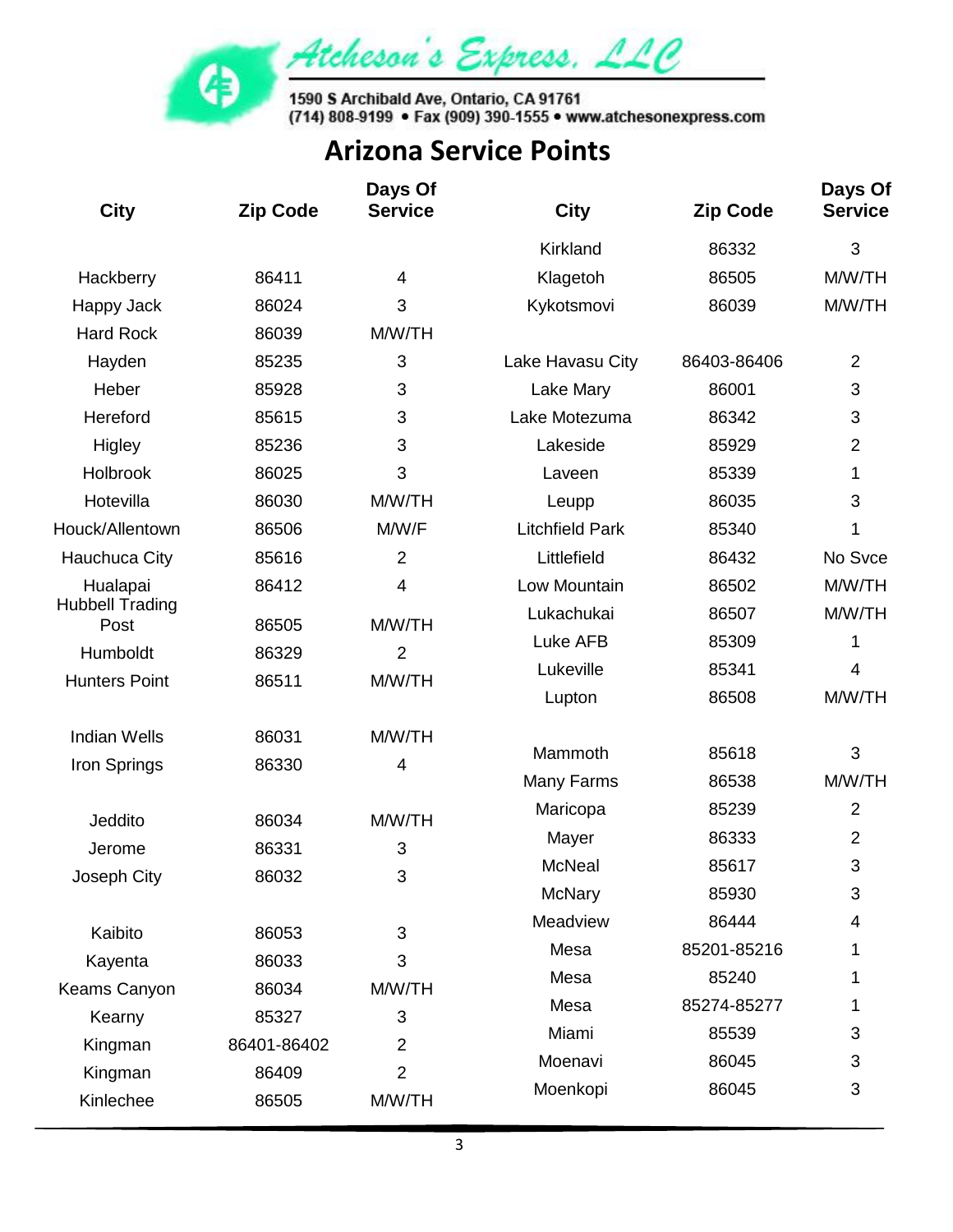**Atcheson's Express, LLC**

1590 S Archibald Ave, Ontario, CA 91761
(714) 808-9199 • Fax (909) 390-1555 • www.atchesonexpress.com

# Arizona Service Points

| City | Zip Code | Days Of Service |
|---|---|---|
| Hackberry | 86411 | 4 |
| Happy Jack | 86024 | 3 |
| Hard Rock | 86039 | M/W/TH |
| Hayden | 85235 | 3 |
| Heber | 85928 | 3 |
| Hereford | 85615 | 3 |
| Higley | 85236 | 3 |
| Holbrook | 86025 | 3 |
| Hotevilla | 86030 | M/W/TH |
| Houck/Allentown | 86506 | M/W/F |
| Hauchuca City | 85616 | 2 |
| Hualapai | 86412 | 4 |
| Hubbell Trading Post | 86505 | M/W/TH |
| Humboldt | 86329 | 2 |
| Hunters Point | 86511 | M/W/TH |
| Indian Wells | 86031 | M/W/TH |
| Iron Springs | 86330 | 4 |
| Jeddito | 86034 | M/W/TH |
| Jerome | 86331 | 3 |
| Joseph City | 86032 | 3 |
| Kaibito | 86053 | 3 |
| Kayenta | 86033 | 3 |
| Keams Canyon | 86034 | M/W/TH |
| Kearny | 85327 | 3 |
| Kingman | 86401-86402 | 2 |
| Kingman | 86409 | 2 |
| Kinlechee | 86505 | M/W/TH |
| Kirkland | 86332 | 3 |
| Klagetoh | 86505 | M/W/TH |
| Kykotsmovi | 86039 | M/W/TH |
| Lake Havasu City | 86403-86406 | 2 |
| Lake Mary | 86001 | 3 |
| Lake Motezuma | 86342 | 3 |
| Lakeside | 85929 | 2 |
| Laveen | 85339 | 1 |
| Leupp | 86035 | 3 |
| Litchfield Park | 85340 | 1 |
| Littlefield | 86432 | No Svce |
| Low Mountain | 86502 | M/W/TH |
| Lukachukai | 86507 | M/W/TH |
| Luke AFB | 85309 | 1 |
| Lukeville | 85341 | 4 |
| Lupton | 86508 | M/W/TH |
| Mammoth | 85618 | 3 |
| Many Farms | 86538 | M/W/TH |
| Maricopa | 85239 | 2 |
| Mayer | 86333 | 2 |
| McNeal | 85617 | 3 |
| McNary | 85930 | 3 |
| Meadview | 86444 | 4 |
| Mesa | 85201-85216 | 1 |
| Mesa | 85240 | 1 |
| Mesa | 85274-85277 | 1 |
| Miami | 85539 | 3 |
| Moenavi | 86045 | 3 |
| Moenkopi | 86045 | 3 |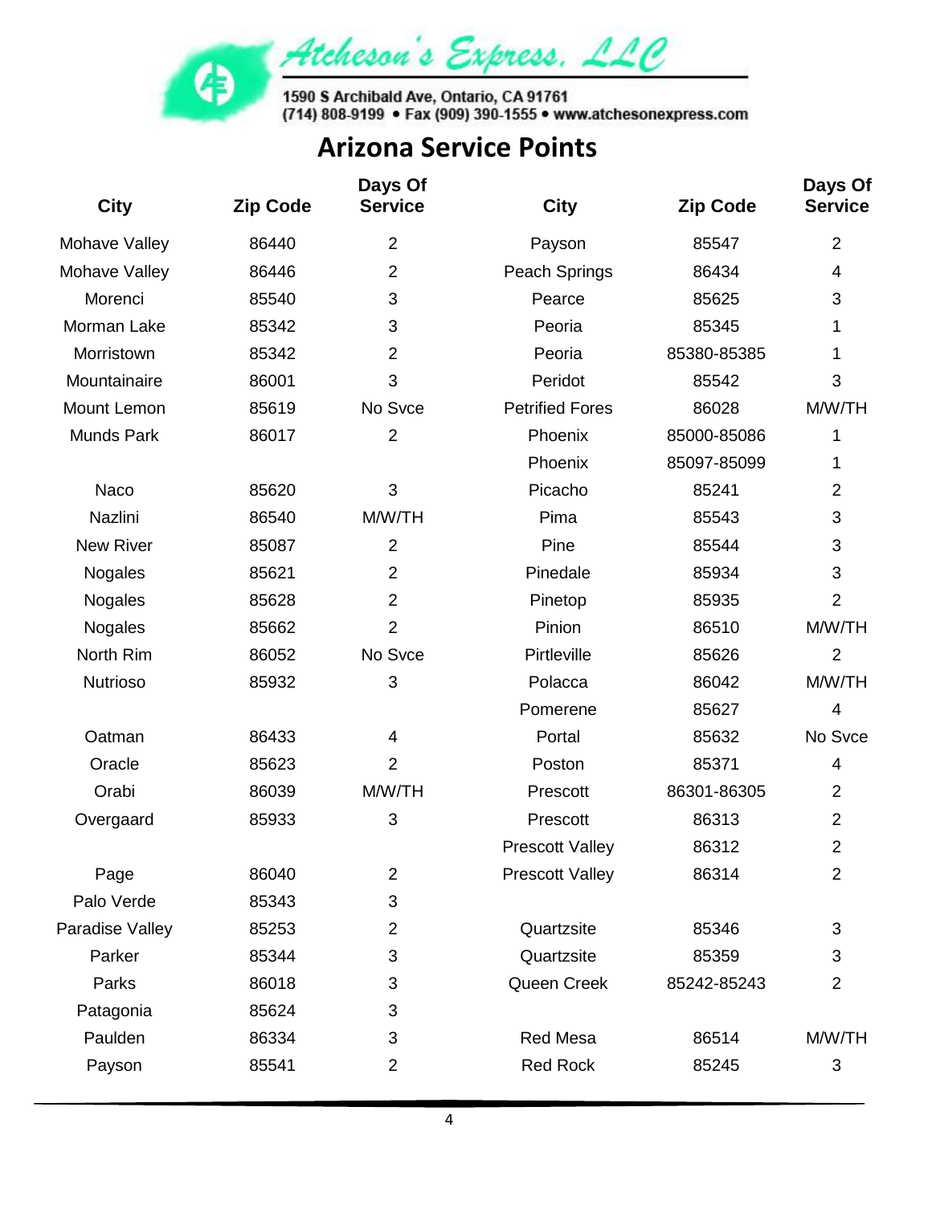Atcheson's Express, LLC

1590 S Archibald Ave, Ontario, CA 91761
(714) 808-9199 • Fax (909) 390-1555 • www.atchesonexpress.com

# Arizona Service Points

| City | Zip Code | Days Of Service | City | Zip Code | Days Of Service |
|---|---|---|---|---|---|
| Mohave Valley | 86440 | 2 | Payson | 85547 | 2 |
| Mohave Valley | 86446 | 2 | Peach Springs | 86434 | 4 |
| Morenci | 85540 | 3 | Pearce | 85625 | 3 |
| Morman Lake | 85342 | 3 | Peoria | 85345 | 1 |
| Morristown | 85342 | 2 | Peoria | 85380-85385 | 1 |
| Mountainaire | 86001 | 3 | Peridot | 85542 | 3 |
| Mount Lemon | 85619 | No Svce | Petrified Fores | 86028 | M/W/TH |
| Munds Park | 86017 | 2 | Phoenix | 85000-85086 | 1 |
| | | | Phoenix | 85097-85099 | 1 |
| Naco | 85620 | 3 | Picacho | 85241 | 2 |
| Nazlini | 86540 | M/W/TH | Pima | 85543 | 3 |
| New River | 85087 | 2 | Pine | 85544 | 3 |
| Nogales | 85621 | 2 | Pinedale | 85934 | 3 |
| Nogales | 85628 | 2 | Pinetop | 85935 | 2 |
| Nogales | 85662 | 2 | Pinion | 86510 | M/W/TH |
| North Rim | 86052 | No Svce | Pirtleville | 85626 | 2 |
| Nutrioso | 85932 | 3 | Polacca | 86042 | M/W/TH |
| | | | Pomerene | 85627 | 4 |
| Oatman | 86433 | 4 | Portal | 85632 | No Svce |
| Oracle | 85623 | 2 | Poston | 85371 | 4 |
| Orabi | 86039 | M/W/TH | Prescott | 86301-86305 | 2 |
| Overgaard | 85933 | 3 | Prescott | 86313 | 2 |
| | | | Prescott Valley | 86312 | 2 |
| Page | 86040 | 2 | Prescott Valley | 86314 | 2 |
| Palo Verde | 85343 | 3 | | | |
| Paradise Valley | 85253 | 2 | Quartzsite | 85346 | 3 |
| Parker | 85344 | 3 | Quartzsite | 85359 | 3 |
| Parks | 86018 | 3 | Queen Creek | 85242-85243 | 2 |
| Patagonia | 85624 | 3 | | | |
| Paulden | 86334 | 3 | Red Mesa | 86514 | M/W/TH |
| Payson | 85541 | 2 | Red Rock | 85245 | 3 |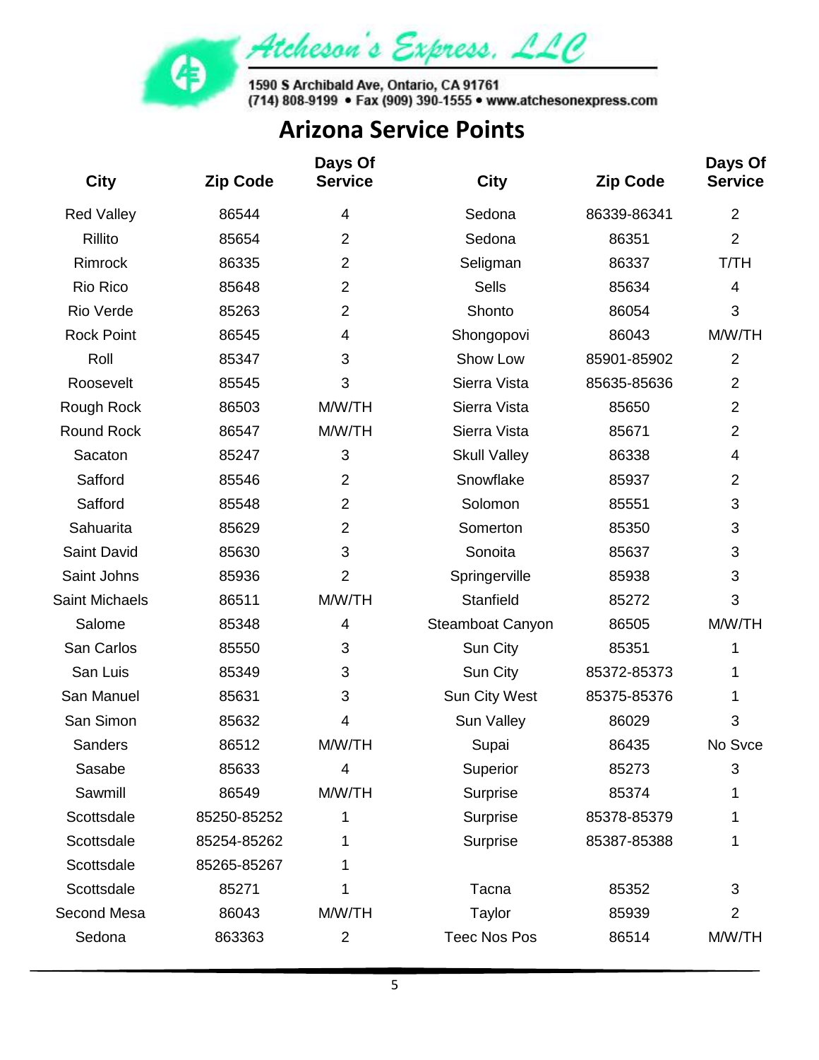Atcheson's Express, LLC

1590 S Archibald Ave, Ontario, CA 91761
(714) 808-9199 • Fax (909) 390-1555 • www.atchesonexpress.com

# Arizona Service Points

| City | Zip Code | Days Of Service | City | Zip Code | Days Of Service |
|---|---|---|---|---|---|
| Red Valley | 86544 | 4 | Sedona | 86339-86341 | 2 |
| Rillito | 85654 | 2 | Sedona | 86351 | 2 |
| Rimrock | 86335 | 2 | Seligman | 86337 | T/TH |
| Rio Rico | 85648 | 2 | Sells | 85634 | 4 |
| Rio Verde | 85263 | 2 | Shonto | 86054 | 3 |
| Rock Point | 86545 | 4 | Shongopovi | 86043 | M/W/TH |
| Roll | 85347 | 3 | Show Low | 85901-85902 | 2 |
| Roosevelt | 85545 | 3 | Sierra Vista | 85635-85636 | 2 |
| Rough Rock | 86503 | M/W/TH | Sierra Vista | 85650 | 2 |
| Round Rock | 86547 | M/W/TH | Sierra Vista | 85671 | 2 |
| Sacaton | 85247 | 3 | Skull Valley | 86338 | 4 |
| Safford | 85546 | 2 | Snowflake | 85937 | 2 |
| Safford | 85548 | 2 | Solomon | 85551 | 3 |
| Sahuarita | 85629 | 2 | Somerton | 85350 | 3 |
| Saint David | 85630 | 3 | Sonoita | 85637 | 3 |
| Saint Johns | 85936 | 2 | Springerville | 85938 | 3 |
| Saint Michaels | 86511 | M/W/TH | Stanfield | 85272 | 3 |
| Salome | 85348 | 4 | Steamboat Canyon | 86505 | M/W/TH |
| San Carlos | 85550 | 3 | Sun City | 85351 | 1 |
| San Luis | 85349 | 3 | Sun City | 85372-85373 | 1 |
| San Manuel | 85631 | 3 | Sun City West | 85375-85376 | 1 |
| San Simon | 85632 | 4 | Sun Valley | 86029 | 3 |
| Sanders | 86512 | M/W/TH | Supai | 86435 | No Svce |
| Sasabe | 85633 | 4 | Superior | 85273 | 3 |
| Sawmill | 86549 | M/W/TH | Surprise | 85374 | 1 |
| Scottsdale | 85250-85252 | 1 | Surprise | 85378-85379 | 1 |
| Scottsdale | 85254-85262 | 1 | Surprise | 85387-85388 | 1 |
| Scottsdale | 85265-85267 | 1 | | | |
| Scottsdale | 85271 | 1 | Tacna | 85352 | 3 |
| Second Mesa | 86043 | M/W/TH | Taylor | 85939 | 2 |
| Sedona | 863363 | 2 | Teec Nos Pos | 86514 | M/W/TH |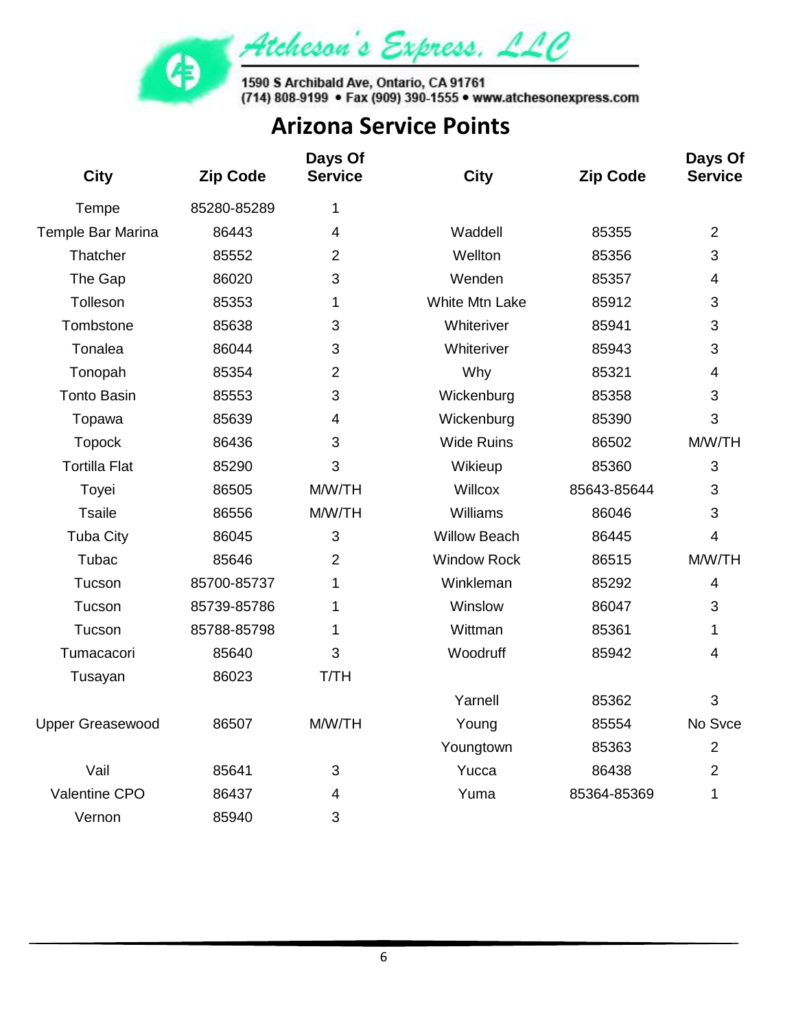Atcheson's Express, LLC

1590 S Archibald Ave, Ontario, CA 91761
(714) 808-9199 • Fax (909) 390-1555 • www.atchesonexpress.com

# Arizona Service Points

| City | Zip Code | Days Of Service | City | Zip Code | Days Of Service |
|---|---|---|---|---|---|
| Tempe | 85280-85289 | 1 | | | |
| Temple Bar Marina | 86443 | 4 | Waddell | 85355 | 2 |
| Thatcher | 85552 | 2 | Wellton | 85356 | 3 |
| The Gap | 86020 | 3 | Wenden | 85357 | 4 |
| Tolleson | 85353 | 1 | White Mtn Lake | 85912 | 3 |
| Tombstone | 85638 | 3 | Whiteriver | 85941 | 3 |
| Tonalea | 86044 | 3 | Whiteriver | 85943 | 3 |
| Tonopah | 85354 | 2 | Why | 85321 | 4 |
| Tonto Basin | 85553 | 3 | Wickenburg | 85358 | 3 |
| Topawa | 85639 | 4 | Wickenburg | 85390 | 3 |
| Topock | 86436 | 3 | Wide Ruins | 86502 | M/W/TH |
| Tortilla Flat | 85290 | 3 | Wikieup | 85360 | 3 |
| Toyei | 86505 | M/W/TH | Willcox | 85643-85644 | 3 |
| Tsaile | 86556 | M/W/TH | Williams | 86046 | 3 |
| Tuba City | 86045 | 3 | Willow Beach | 86445 | 4 |
| Tubac | 85646 | 2 | Window Rock | 86515 | M/W/TH |
| Tucson | 85700-85737 | 1 | Winkleman | 85292 | 4 |
| Tucson | 85739-85786 | 1 | Winslow | 86047 | 3 |
| Tucson | 85788-85798 | 1 | Wittman | 85361 | 1 |
| Tumacacori | 85640 | 3 | Woodruff | 85942 | 4 |
| Tusayan | 86023 | T/TH | | | |
| | | | Yarnell | 85362 | 3 |
| Upper Greasewood | 86507 | M/W/TH | Young | 85554 | No Svce |
| | | | Youngtown | 85363 | 2 |
| Vail | 85641 | 3 | Yucca | 86438 | 2 |
| Valentine CPO | 86437 | 4 | Yuma | 85364-85369 | 1 |
| Vernon | 85940 | 3 | | | |